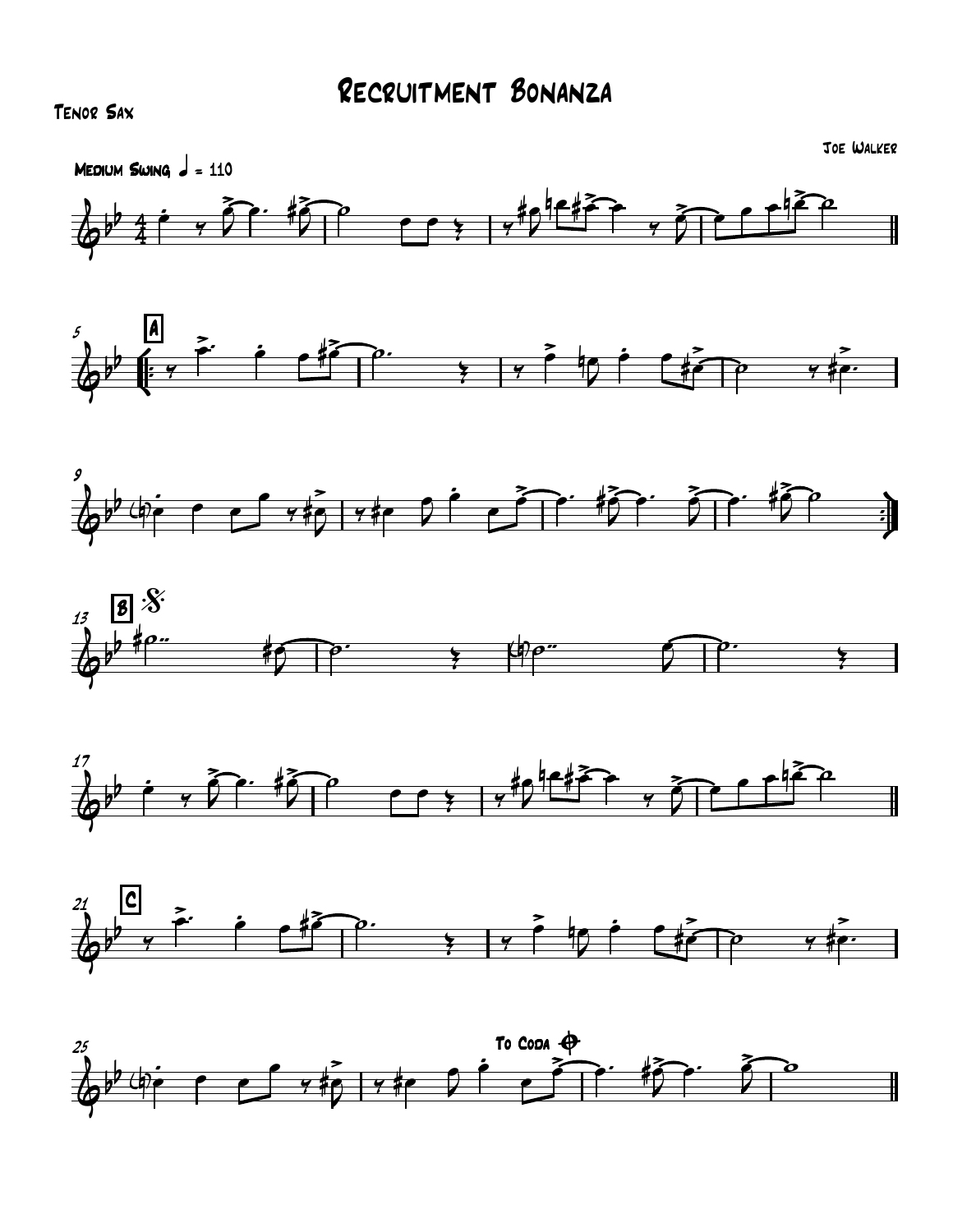# Recruitment Bonanza

Tenor Sax

Joe Walker

Medium Swing ♩ = 110

A

B

C

To Coda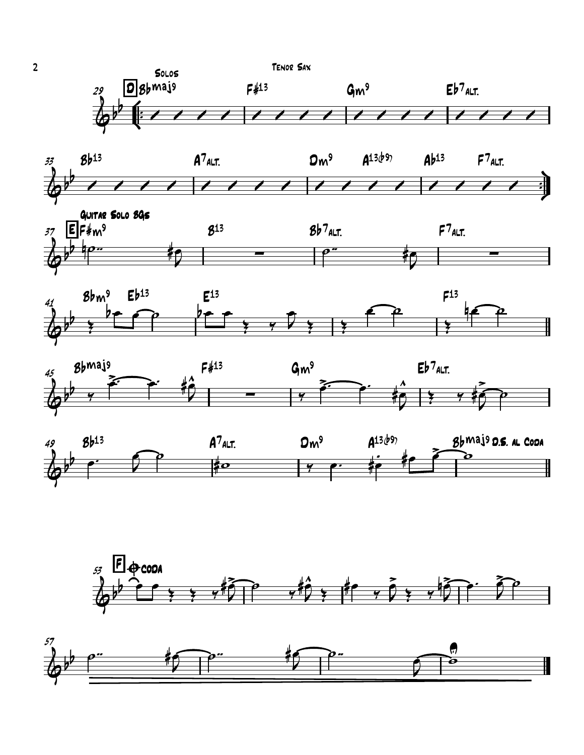Tenor Sax

Solos

29 D Bbmaj9 | F#13 | Gm9 | Eb7alt.

33 Bb13 | A7alt. | Dm9 A13(b9) | Ab13 F7alt.

Guitar Solo BGs

37 E F#m9 | B13 | Bb7alt. | F7alt.

41 Bbm9 Eb13 | E13 | | F13

45 Bbmaj9 | F#13 | Gm9 | Eb7alt.

49 Bb13 | A7alt. | Dm9 A13(b9) | Bbmaj9 D.S. al Coda

53 F Coda

57